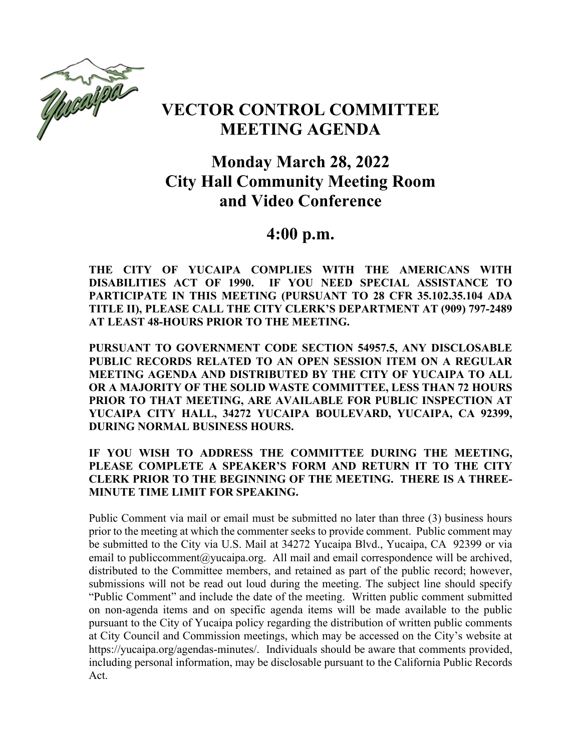# VECTOR CONTROL COMMITTEE MEETING AGENDA

## Monday March 28, 2022
## City Hall Community Meeting Room and Video Conference

## 4:00 p.m.

**THE CITY OF YUCAIPA COMPLIES WITH THE AMERICANS WITH DISABILITIES ACT OF 1990. IF YOU NEED SPECIAL ASSISTANCE TO PARTICIPATE IN THIS MEETING (PURSUANT TO 28 CFR 35.102.35.104 ADA TITLE II), PLEASE CALL THE CITY CLERK'S DEPARTMENT AT (909) 797-2489 AT LEAST 48-HOURS PRIOR TO THE MEETING.**

**PURSUANT TO GOVERNMENT CODE SECTION 54957.5, ANY DISCLOSABLE PUBLIC RECORDS RELATED TO AN OPEN SESSION ITEM ON A REGULAR MEETING AGENDA AND DISTRIBUTED BY THE CITY OF YUCAIPA TO ALL OR A MAJORITY OF THE SOLID WASTE COMMITTEE, LESS THAN 72 HOURS PRIOR TO THAT MEETING, ARE AVAILABLE FOR PUBLIC INSPECTION AT YUCAIPA CITY HALL, 34272 YUCAIPA BOULEVARD, YUCAIPA, CA 92399, DURING NORMAL BUSINESS HOURS.**

**IF YOU WISH TO ADDRESS THE COMMITTEE DURING THE MEETING, PLEASE COMPLETE A SPEAKER'S FORM AND RETURN IT TO THE CITY CLERK PRIOR TO THE BEGINNING OF THE MEETING. THERE IS A THREE-MINUTE TIME LIMIT FOR SPEAKING.**

Public Comment via mail or email must be submitted no later than three (3) business hours prior to the meeting at which the commenter seeks to provide comment. Public comment may be submitted to the City via U.S. Mail at 34272 Yucaipa Blvd., Yucaipa, CA 92399 or via email to publiccomment@yucaipa.org. All mail and email correspondence will be archived, distributed to the Committee members, and retained as part of the public record; however, submissions will not be read out loud during the meeting. The subject line should specify "Public Comment" and include the date of the meeting. Written public comment submitted on non-agenda items and on specific agenda items will be made available to the public pursuant to the City of Yucaipa policy regarding the distribution of written public comments at City Council and Commission meetings, which may be accessed on the City's website at https://yucaipa.org/agendas-minutes/. Individuals should be aware that comments provided, including personal information, may be disclosable pursuant to the California Public Records Act.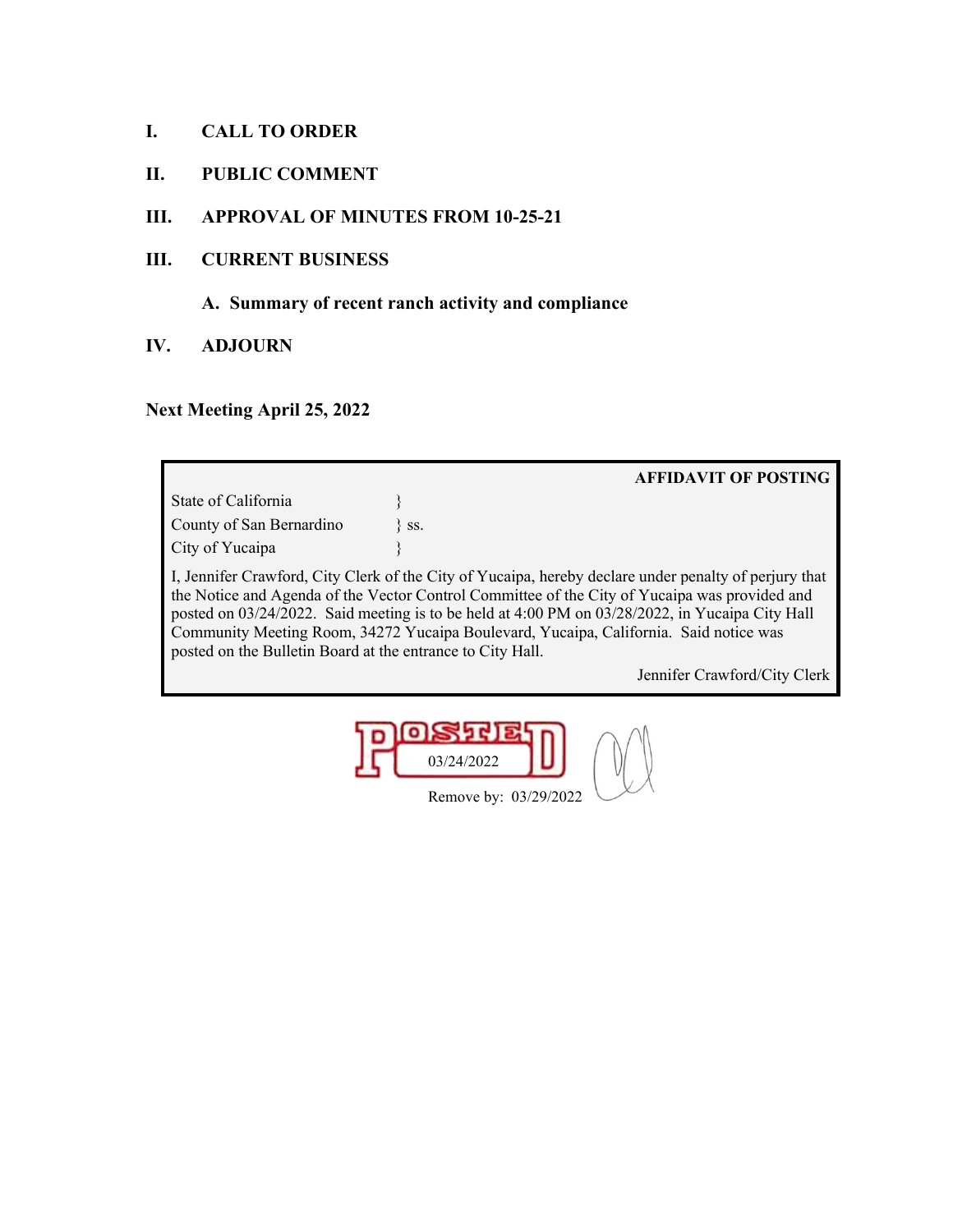**I. CALL TO ORDER**

**II. PUBLIC COMMENT**

**III. APPROVAL OF MINUTES FROM 10-25-21**

**III. CURRENT BUSINESS**

**A. Summary of recent ranch activity and compliance**

**IV. ADJOURN**

**Next Meeting April 25, 2022**

**AFFIDAVIT OF POSTING**

State of California }
County of San Bernardino } ss.
City of Yucaipa }

I, Jennifer Crawford, City Clerk of the City of Yucaipa, hereby declare under penalty of perjury that the Notice and Agenda of the Vector Control Committee of the City of Yucaipa was provided and posted on 03/24/2022. Said meeting is to be held at 4:00 PM on 03/28/2022, in Yucaipa City Hall Community Meeting Room, 34272 Yucaipa Boulevard, Yucaipa, California. Said notice was posted on the Bulletin Board at the entrance to City Hall.

Jennifer Crawford/City Clerk

POSTED 03/24/2022

Remove by: 03/29/2022